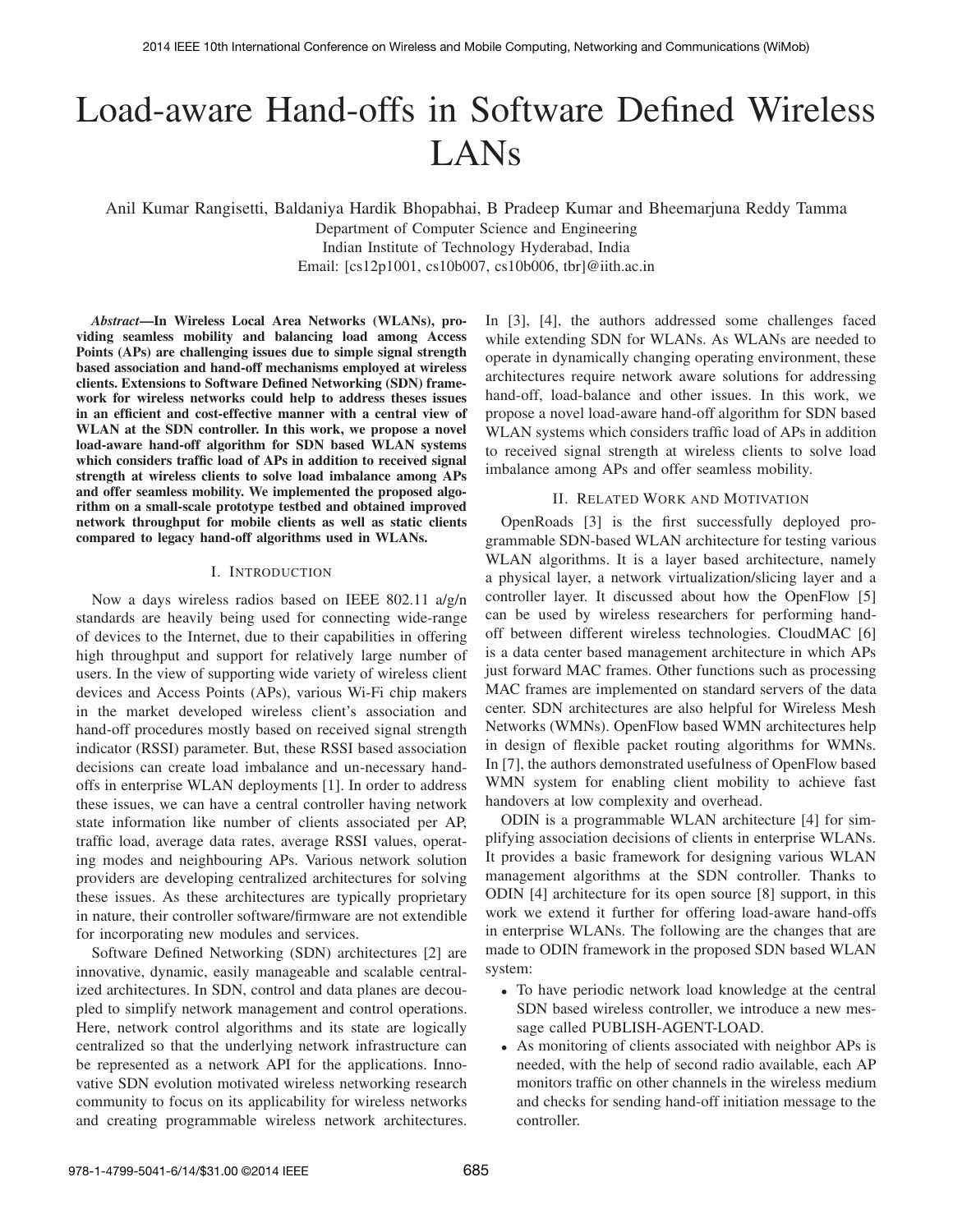# Load-aware Hand-offs in Software Defined Wireless LANs

Anil Kumar Rangisetti, Baldaniya Hardik Bhopabhai, B Pradeep Kumar and Bheemarjuna Reddy Tamma
Department of Computer Science and Engineering
Indian Institute of Technology Hyderabad, India
Email: [cs12p1001, cs10b007, cs10b006, tbr]@iith.ac.in

***Abstract*—In Wireless Local Area Networks (WLANs), providing seamless mobility and balancing load among Access Points (APs) are challenging issues due to simple signal strength based association and hand-off mechanisms employed at wireless clients. Extensions to Software Defined Networking (SDN) framework for wireless networks could help to address theses issues in an efficient and cost-effective manner with a central view of WLAN at the SDN controller. In this work, we propose a novel load-aware hand-off algorithm for SDN based WLAN systems which considers traffic load of APs in addition to received signal strength at wireless clients to solve load imbalance among APs and offer seamless mobility. We implemented the proposed algorithm on a small-scale prototype testbed and obtained improved network throughput for mobile clients as well as static clients compared to legacy hand-off algorithms used in WLANs.**

## I. Introduction

Now a days wireless radios based on IEEE 802.11 a/g/n standards are heavily being used for connecting wide-range of devices to the Internet, due to their capabilities in offering high throughput and support for relatively large number of users. In the view of supporting wide variety of wireless client devices and Access Points (APs), various Wi-Fi chip makers in the market developed wireless client's association and hand-off procedures mostly based on received signal strength indicator (RSSI) parameter. But, these RSSI based association decisions can create load imbalance and un-necessary hand-offs in enterprise WLAN deployments [1]. In order to address these issues, we can have a central controller having network state information like number of clients associated per AP, traffic load, average data rates, average RSSI values, operating modes and neighbouring APs. Various network solution providers are developing centralized architectures for solving these issues. As these architectures are typically proprietary in nature, their controller software/firmware are not extendible for incorporating new modules and services.

Software Defined Networking (SDN) architectures [2] are innovative, dynamic, easily manageable and scalable centralized architectures. In SDN, control and data planes are decoupled to simplify network management and control operations. Here, network control algorithms and its state are logically centralized so that the underlying network infrastructure can be represented as a network API for the applications. Innovative SDN evolution motivated wireless networking research community to focus on its applicability for wireless networks and creating programmable wireless network architectures. In [3], [4], the authors addressed some challenges faced while extending SDN for WLANs. As WLANs are needed to operate in dynamically changing operating environment, these architectures require network aware solutions for addressing hand-off, load-balance and other issues. In this work, we propose a novel load-aware hand-off algorithm for SDN based WLAN systems which considers traffic load of APs in addition to received signal strength at wireless clients to solve load imbalance among APs and offer seamless mobility.

## II. Related Work and Motivation

OpenRoads [3] is the first successfully deployed programmable SDN-based WLAN architecture for testing various WLAN algorithms. It is a layer based architecture, namely a physical layer, a network virtualization/slicing layer and a controller layer. It discussed about how the OpenFlow [5] can be used by wireless researchers for performing hand-off between different wireless technologies. CloudMAC [6] is a data center based management architecture in which APs just forward MAC frames. Other functions such as processing MAC frames are implemented on standard servers of the data center. SDN architectures are also helpful for Wireless Mesh Networks (WMNs). OpenFlow based WMN architectures help in design of flexible packet routing algorithms for WMNs. In [7], the authors demonstrated usefulness of OpenFlow based WMN system for enabling client mobility to achieve fast handovers at low complexity and overhead.

ODIN is a programmable WLAN architecture [4] for simplifying association decisions of clients in enterprise WLANs. It provides a basic framework for designing various WLAN management algorithms at the SDN controller. Thanks to ODIN [4] architecture for its open source [8] support, in this work we extend it further for offering load-aware hand-offs in enterprise WLANs. The following are the changes that are made to ODIN framework in the proposed SDN based WLAN system:

- To have periodic network load knowledge at the central SDN based wireless controller, we introduce a new message called PUBLISH-AGENT-LOAD.
- As monitoring of clients associated with neighbor APs is needed, with the help of second radio available, each AP monitors traffic on other channels in the wireless medium and checks for sending hand-off initiation message to the controller.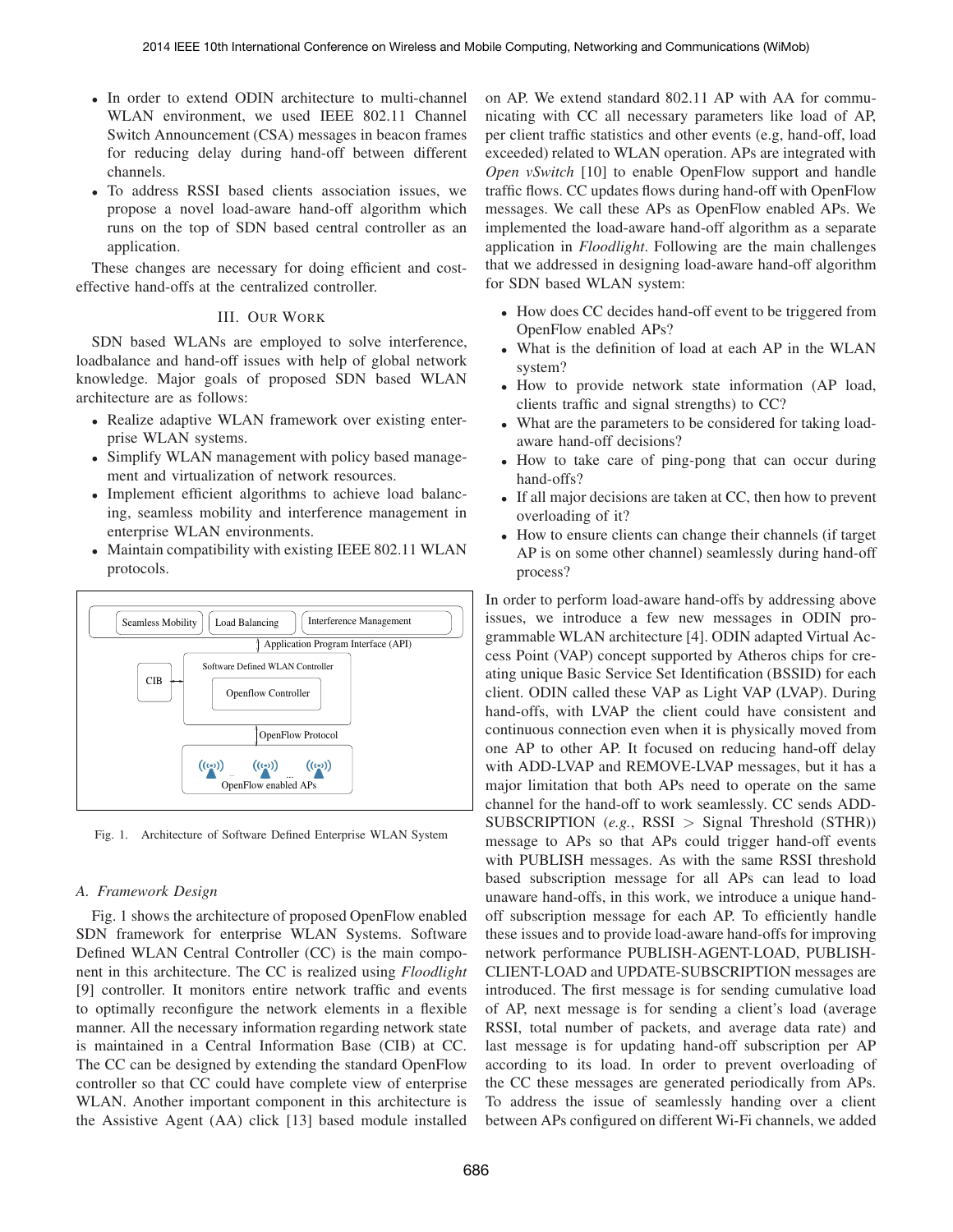- In order to extend ODIN architecture to multi-channel WLAN environment, we used IEEE 802.11 Channel Switch Announcement (CSA) messages in beacon frames for reducing delay during hand-off between different channels.
- To address RSSI based clients association issues, we propose a novel load-aware hand-off algorithm which runs on the top of SDN based central controller as an application.

These changes are necessary for doing efficient and cost-effective hand-offs at the centralized controller.

## III. Our Work

SDN based WLANs are employed to solve interference, loadbalance and hand-off issues with help of global network knowledge. Major goals of proposed SDN based WLAN architecture are as follows:

- Realize adaptive WLAN framework over existing enterprise WLAN systems.
- Simplify WLAN management with policy based management and virtualization of network resources.
- Implement efficient algorithms to achieve load balancing, seamless mobility and interference management in enterprise WLAN environments.
- Maintain compatibility with existing IEEE 802.11 WLAN protocols.

Seamless Mobility
Load Balancing
Interference Management
Application Program Interface (API)
CIB
Software Defined WLAN Controller
Openflow Controller
OpenFlow Protocol
OpenFlow enabled APs

Fig. 1. Architecture of Software Defined Enterprise WLAN System

### A. Framework Design

Fig. 1 shows the architecture of proposed OpenFlow enabled SDN framework for enterprise WLAN Systems. Software Defined WLAN Central Controller (CC) is the main component in this architecture. The CC is realized using *Floodlight* [9] controller. It monitors entire network traffic and events to optimally reconfigure the network elements in a flexible manner. All the necessary information regarding network state is maintained in a Central Information Base (CIB) at CC. The CC can be designed by extending the standard OpenFlow controller so that CC could have complete view of enterprise WLAN. Another important component in this architecture is the Assistive Agent (AA) click [13] based module installed on AP. We extend standard 802.11 AP with AA for communicating with CC all necessary parameters like load of AP, per client traffic statistics and other events (e.g, hand-off, load exceeded) related to WLAN operation. APs are integrated with *Open vSwitch* [10] to enable OpenFlow support and handle traffic flows. CC updates flows during hand-off with OpenFlow messages. We call these APs as OpenFlow enabled APs. We implemented the load-aware hand-off algorithm as a separate application in *Floodlight*. Following are the main challenges that we addressed in designing load-aware hand-off algorithm for SDN based WLAN system:

- How does CC decides hand-off event to be triggered from OpenFlow enabled APs?
- What is the definition of load at each AP in the WLAN system?
- How to provide network state information (AP load, clients traffic and signal strengths) to CC?
- What are the parameters to be considered for taking load-aware hand-off decisions?
- How to take care of ping-pong that can occur during hand-offs?
- If all major decisions are taken at CC, then how to prevent overloading of it?
- How to ensure clients can change their channels (if target AP is on some other channel) seamlessly during hand-off process?

In order to perform load-aware hand-offs by addressing above issues, we introduce a few new messages in ODIN programmable WLAN architecture [4]. ODIN adapted Virtual Access Point (VAP) concept supported by Atheros chips for creating unique Basic Service Set Identification (BSSID) for each client. ODIN called these VAP as Light VAP (LVAP). During hand-offs, with LVAP the client could have consistent and continuous connection even when it is physically moved from one AP to other AP. It focused on reducing hand-off delay with ADD-LVAP and REMOVE-LVAP messages, but it has a major limitation that both APs need to operate on the same channel for the hand-off to work seamlessly. CC sends ADD-SUBSCRIPTION (*e.g.*, RSSI $>$ Signal Threshold (STHR)) message to APs so that APs could trigger hand-off events with PUBLISH messages. As with the same RSSI threshold based subscription message for all APs can lead to load unaware hand-offs, in this work, we introduce a unique hand-off subscription message for each AP. To efficiently handle these issues and to provide load-aware hand-offs for improving network performance PUBLISH-AGENT-LOAD, PUBLISH-CLIENT-LOAD and UPDATE-SUBSCRIPTION messages are introduced. The first message is for sending cumulative load of AP, next message is for sending a client's load (average RSSI, total number of packets, and average data rate) and last message is for updating hand-off subscription per AP according to its load. In order to prevent overloading of the CC these messages are generated periodically from APs. To address the issue of seamlessly handing over a client between APs configured on different Wi-Fi channels, we added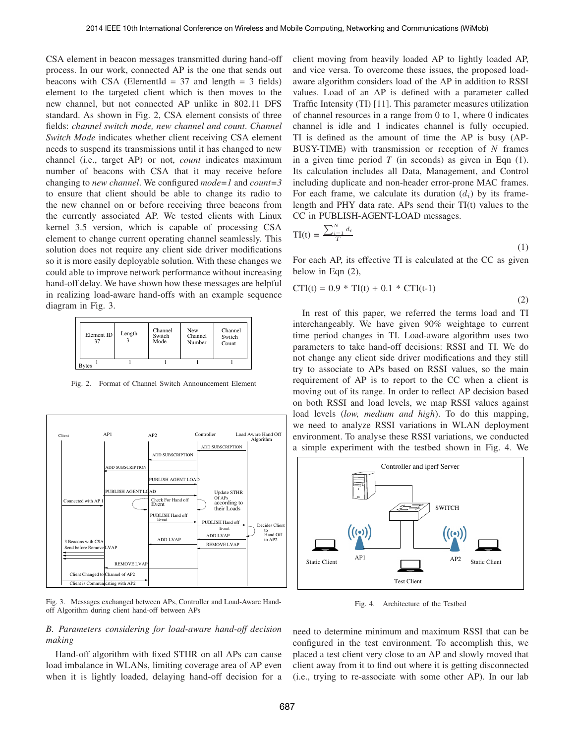CSA element in beacon messages transmitted during hand-off process. In our work, connected AP is the one that sends out beacons with CSA (ElementId = 37 and length = 3 fields) element to the targeted client which is then moves to the new channel, but not connected AP unlike in 802.11 DFS standard. As shown in Fig. 2, CSA element consists of three fields: *channel switch mode, new channel and count*. *Channel Switch Mode* indicates whether client receiving CSA element needs to suspend its transmissions until it has changed to new channel (i.e., target AP) or not, *count* indicates maximum number of beacons with CSA that it may receive before changing to *new channel*. We configured *mode=1* and *count=3* to ensure that client should be able to change its radio to the new channel on or before receiving three beacons from the currently associated AP. We tested clients with Linux kernel 3.5 version, which is capable of processing CSA element to change current operating channel seamlessly. This solution does not require any client side driver modifications so it is more easily deployable solution. With these changes we could able to improve network performance without increasing hand-off delay. We have shown how these messages are helpful in realizing load-aware hand-offs with an example sequence diagram in Fig. 3.

| Element ID 37 | Length 3 | Channel Switch Mode | New Channel Number | Channel Switch Count |
|---|---|---|---|---|
| 1 | 1 | 1 | 1 | 1 |

Bytes

Fig. 2. Format of Channel Switch Announcement Element

Fig. 3. Messages exchanged between APs, Controller and Load-Aware Hand-off Algorithm during client hand-off between APs

### B. Parameters considering for load-aware hand-off decision making

Hand-off algorithm with fixed STHR on all APs can cause load imbalance in WLANs, limiting coverage area of AP even when it is lightly loaded, delaying hand-off decision for a client moving from heavily loaded AP to lightly loaded AP, and vice versa. To overcome these issues, the proposed load-aware algorithm considers load of the AP in addition to RSSI values. Load of an AP is defined with a parameter called Traffic Intensity (TI) [11]. This parameter measures utilization of channel resources in a range from 0 to 1, where 0 indicates channel is idle and 1 indicates channel is fully occupied. TI is defined as the amount of time the AP is busy (AP-BUSY-TIME) with transmission or reception of $N$ frames in a given time period $T$ (in seconds) as given in Eqn (1). Its calculation includes all Data, Management, and Control including duplicate and non-header error-prone MAC frames. For each frame, we calculate its duration ($d_i$) by its frame-length and PHY data rate. APs send their TI(t) values to the CC in PUBLISH-AGENT-LOAD messages.

$$\text{TI(t)} = \frac{\sum_{i=1}^{N} d_i}{T} \tag{1}$$

For each AP, its effective TI is calculated at the CC as given below in Eqn (2),

$$\text{CTI(t)} = 0.9 * \text{TI(t)} + 0.1 * \text{CTI(t-1)} \tag{2}$$

In rest of this paper, we referred the terms load and TI interchangeably. We have given 90% weightage to current time period changes in TI. Load-aware algorithm uses two parameters to take hand-off decisions: RSSI and TI. We do not change any client side driver modifications and they still try to associate to APs based on RSSI values, so the main requirement of AP is to report to the CC when a client is moving out of its range. In order to reflect AP decision based on both RSSI and load levels, we map RSSI values against load levels (*low, medium and high*). To do this mapping, we need to analyze RSSI variations in WLAN deployment environment. To analyse these RSSI variations, we conducted a simple experiment with the testbed shown in Fig. 4. We

Fig. 4. Architecture of the Testbed

need to determine minimum and maximum RSSI that can be configured in the test environment. To accomplish this, we placed a test client very close to an AP and slowly moved that client away from it to find out where it is getting disconnected (i.e., trying to re-associate with some other AP). In our lab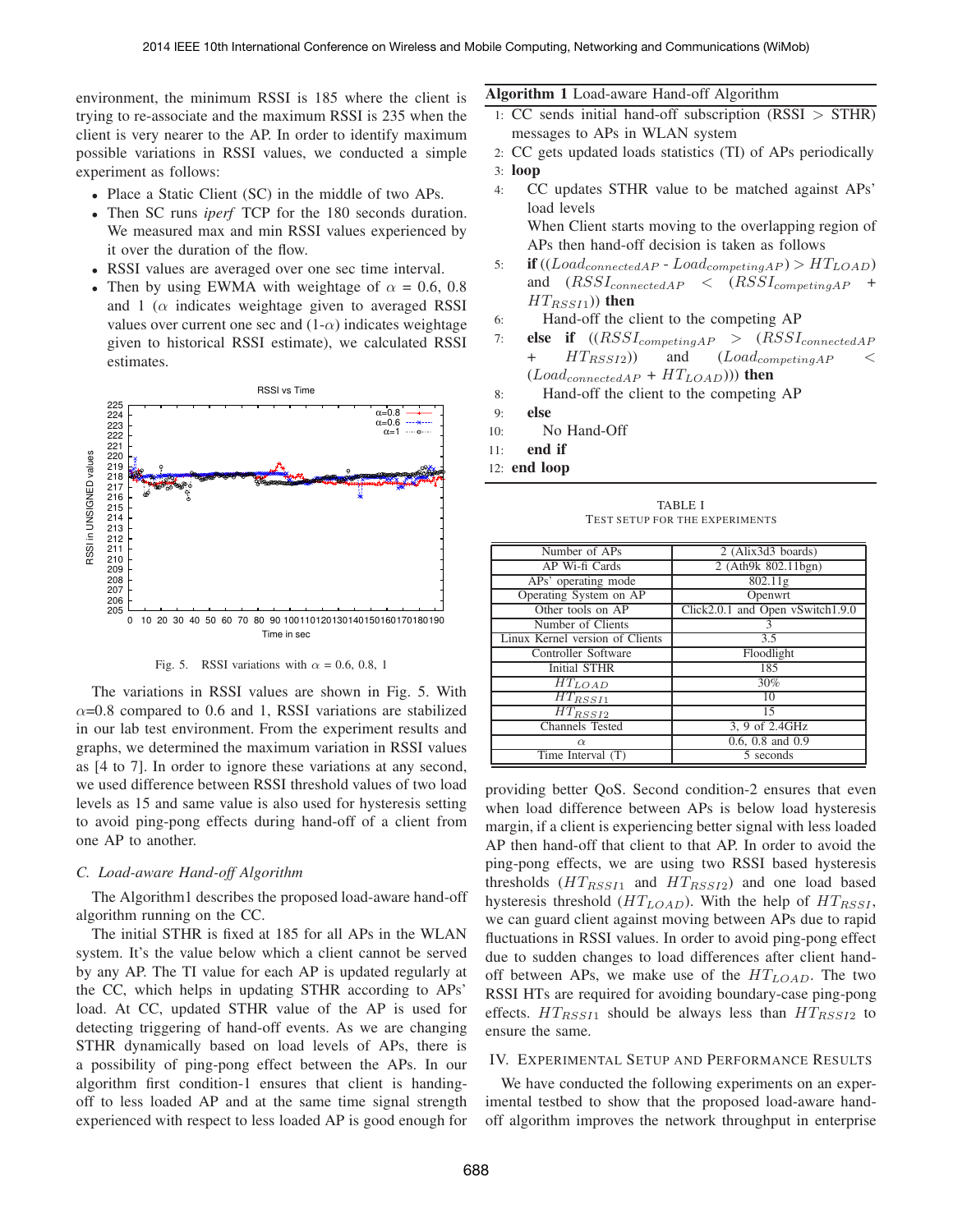environment, the minimum RSSI is 185 where the client is trying to re-associate and the maximum RSSI is 235 when the client is very nearer to the AP. In order to identify maximum possible variations in RSSI values, we conducted a simple experiment as follows:

- Place a Static Client (SC) in the middle of two APs.
- Then SC runs *iperf* TCP for the 180 seconds duration. We measured max and min RSSI values experienced by it over the duration of the flow.
- RSSI values are averaged over one sec time interval.
- Then by using EWMA with weightage of $\alpha$ = 0.6, 0.8 and 1 ($\alpha$ indicates weightage given to averaged RSSI values over current one sec and (1-$\alpha$) indicates weightage given to historical RSSI estimate), we calculated RSSI estimates.

Fig. 5. RSSI variations with $\alpha$ = 0.6, 0.8, 1

The variations in RSSI values are shown in Fig. 5. With $\alpha$=0.8 compared to 0.6 and 1, RSSI variations are stabilized in our lab test environment. From the experiment results and graphs, we determined the maximum variation in RSSI values as [4 to 7]. In order to ignore these variations at any second, we used difference between RSSI threshold values of two load levels as 15 and same value is also used for hysteresis setting to avoid ping-pong effects during hand-off of a client from one AP to another.

### C. Load-aware Hand-off Algorithm

The Algorithm1 describes the proposed load-aware hand-off algorithm running on the CC.

The initial STHR is fixed at 185 for all APs in the WLAN system. It's the value below which a client cannot be served by any AP. The TI value for each AP is updated regularly at the CC, which helps in updating STHR according to APs' load. At CC, updated STHR value of the AP is used for detecting triggering of hand-off events. As we are changing STHR dynamically based on load levels of APs, there is a possibility of ping-pong effect between the APs. In our algorithm first condition-1 ensures that client is handing-off to less loaded AP and at the same time signal strength experienced with respect to less loaded AP is good enough for providing better QoS. Second condition-2 ensures that even when load difference between APs is below load hysteresis margin, if a client is experiencing better signal with less loaded AP then hand-off that client to that AP. In order to avoid the ping-pong effects, we are using two RSSI based hysteresis thresholds ($HT_{RSSI1}$ and $HT_{RSSI2}$) and one load based hysteresis threshold ($HT_{LOAD}$). With the help of $HT_{RSSI}$, we can guard client against moving between APs due to rapid fluctuations in RSSI values. In order to avoid ping-pong effect due to sudden changes to load differences after client hand-off between APs, we make use of the $HT_{LOAD}$. The two RSSI HTs are required for avoiding boundary-case ping-pong effects. $HT_{RSSI1}$ should be always less than $HT_{RSSI2}$ to ensure the same.

**Algorithm 1** Load-aware Hand-off Algorithm

1: CC sends initial hand-off subscription (RSSI > STHR) messages to APs in WLAN system
2: CC gets updated loads statistics (TI) of APs periodically
3: **loop**
4: &nbsp;&nbsp;&nbsp;&nbsp;CC updates STHR value to be matched against APs' load levels
&nbsp;&nbsp;&nbsp;&nbsp;When Client starts moving to the overlapping region of APs then hand-off decision is taken as follows
5: &nbsp;&nbsp;&nbsp;&nbsp;**if** (($Load_{connectedAP}$ - $Load_{competingAP}$) > $HT_{LOAD}$) and ($RSSI_{connectedAP}$ < ($RSSI_{competingAP}$ + $HT_{RSSI1}$)) **then**
6: &nbsp;&nbsp;&nbsp;&nbsp;&nbsp;&nbsp;&nbsp;&nbsp;Hand-off the client to the competing AP
7: &nbsp;&nbsp;&nbsp;&nbsp;**else if** (($RSSI_{competingAP}$ > ($RSSI_{connectedAP}$ + $HT_{RSSI2}$)) and ($Load_{competingAP}$ < ($Load_{connectedAP}$ + $HT_{LOAD}$))) **then**
8: &nbsp;&nbsp;&nbsp;&nbsp;&nbsp;&nbsp;&nbsp;&nbsp;Hand-off the client to the competing AP
9: &nbsp;&nbsp;&nbsp;&nbsp;**else**
10: &nbsp;&nbsp;&nbsp;&nbsp;&nbsp;&nbsp;&nbsp;&nbsp;No Hand-Off
11: &nbsp;&nbsp;&nbsp;&nbsp;**end if**
12: **end loop**

TABLE I
TEST SETUP FOR THE EXPERIMENTS

| Parameter | Value |
|---|---|
| Number of APs | 2 (Alix3d3 boards) |
| AP Wi-fi Cards | 2 (Ath9k 802.11bgn) |
| APs' operating mode | 802.11g |
| Operating System on AP | Openwrt |
| Other tools on AP | Click2.0.1 and Open vSwitch1.9.0 |
| Number of Clients | 3 |
| Linux Kernel version of Clients | 3.5 |
| Controller Software | Floodlight |
| Initial STHR | 185 |
| $HT_{LOAD}$ | 30% |
| $HT_{RSSI1}$ | 10 |
| $HT_{RSSI2}$ | 15 |
| Channels Tested | 3, 9 of 2.4GHz |
| $\alpha$ | 0.6, 0.8 and 0.9 |
| Time Interval (T) | 5 seconds |

## IV. Experimental Setup and Performance Results

We have conducted the following experiments on an experimental testbed to show that the proposed load-aware hand-off algorithm improves the network throughput in enterprise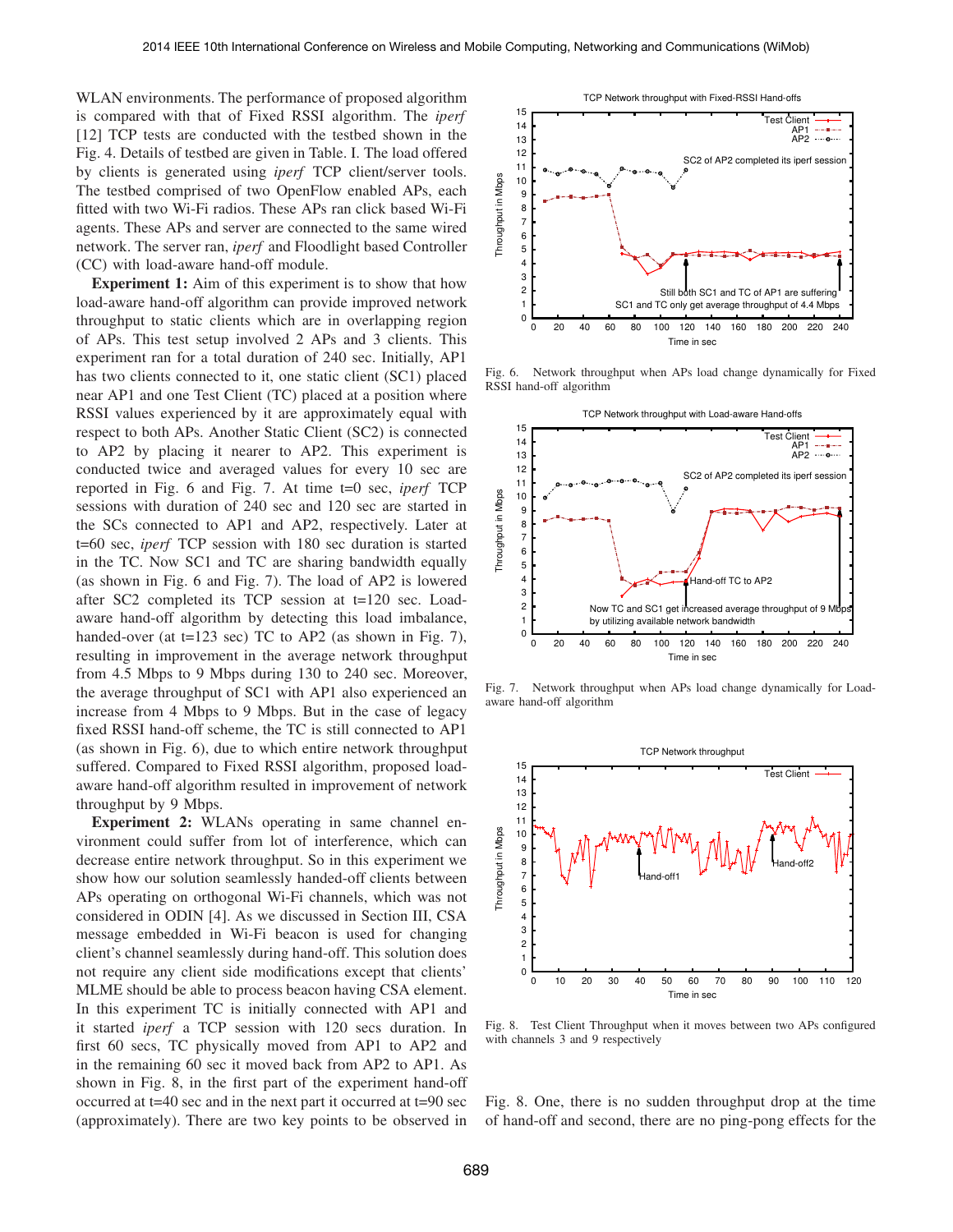WLAN environments. The performance of proposed algorithm is compared with that of Fixed RSSI algorithm. The *iperf* [12] TCP tests are conducted with the testbed shown in the Fig. 4. Details of testbed are given in Table. I. The load offered by clients is generated using *iperf* TCP client/server tools. The testbed comprised of two OpenFlow enabled APs, each fitted with two Wi-Fi radios. These APs ran click based Wi-Fi agents. These APs and server are connected to the same wired network. The server ran, *iperf* and Floodlight based Controller (CC) with load-aware hand-off module.

**Experiment 1:** Aim of this experiment is to show that how load-aware hand-off algorithm can provide improved network throughput to static clients which are in overlapping region of APs. This test setup involved 2 APs and 3 clients. This experiment ran for a total duration of 240 sec. Initially, AP1 has two clients connected to it, one static client (SC1) placed near AP1 and one Test Client (TC) placed at a position where RSSI values experienced by it are approximately equal with respect to both APs. Another Static Client (SC2) is connected to AP2 by placing it nearer to AP2. This experiment is conducted twice and averaged values for every 10 sec are reported in Fig. 6 and Fig. 7. At time t=0 sec, *iperf* TCP sessions with duration of 240 sec and 120 sec are started in the SCs connected to AP1 and AP2, respectively. Later at t=60 sec, *iperf* TCP session with 180 sec duration is started in the TC. Now SC1 and TC are sharing bandwidth equally (as shown in Fig. 6 and Fig. 7). The load of AP2 is lowered after SC2 completed its TCP session at t=120 sec. Load-aware hand-off algorithm by detecting this load imbalance, handed-over (at t=123 sec) TC to AP2 (as shown in Fig. 7), resulting in improvement in the average network throughput from 4.5 Mbps to 9 Mbps during 130 to 240 sec. Moreover, the average throughput of SC1 with AP1 also experienced an increase from 4 Mbps to 9 Mbps. But in the case of legacy fixed RSSI hand-off scheme, the TC is still connected to AP1 (as shown in Fig. 6), due to which entire network throughput suffered. Compared to Fixed RSSI algorithm, proposed load-aware hand-off algorithm resulted in improvement of network throughput by 9 Mbps.

**Experiment 2:** WLANs operating in same channel environment could suffer from lot of interference, which can decrease entire network throughput. So in this experiment we show how our solution seamlessly handed-off clients between APs operating on orthogonal Wi-Fi channels, which was not considered in ODIN [4]. As we discussed in Section III, CSA message embedded in Wi-Fi beacon is used for changing client's channel seamlessly during hand-off. This solution does not require any client side modifications except that clients' MLME should be able to process beacon having CSA element. In this experiment TC is initially connected with AP1 and it started *iperf* a TCP session with 120 secs duration. In first 60 secs, TC physically moved from AP1 to AP2 and in the remaining 60 sec it moved back from AP2 to AP1. As shown in Fig. 8, in the first part of the experiment hand-off occurred at t=40 sec and in the next part it occurred at t=90 sec (approximately). There are two key points to be observed in Fig. 8. One, there is no sudden throughput drop at the time of hand-off and second, there are no ping-pong effects for the

Fig. 6. Network throughput when APs load change dynamically for Fixed RSSI hand-off algorithm

Fig. 7. Network throughput when APs load change dynamically for Load-aware hand-off algorithm

Fig. 8. Test Client Throughput when it moves between two APs configured with channels 3 and 9 respectively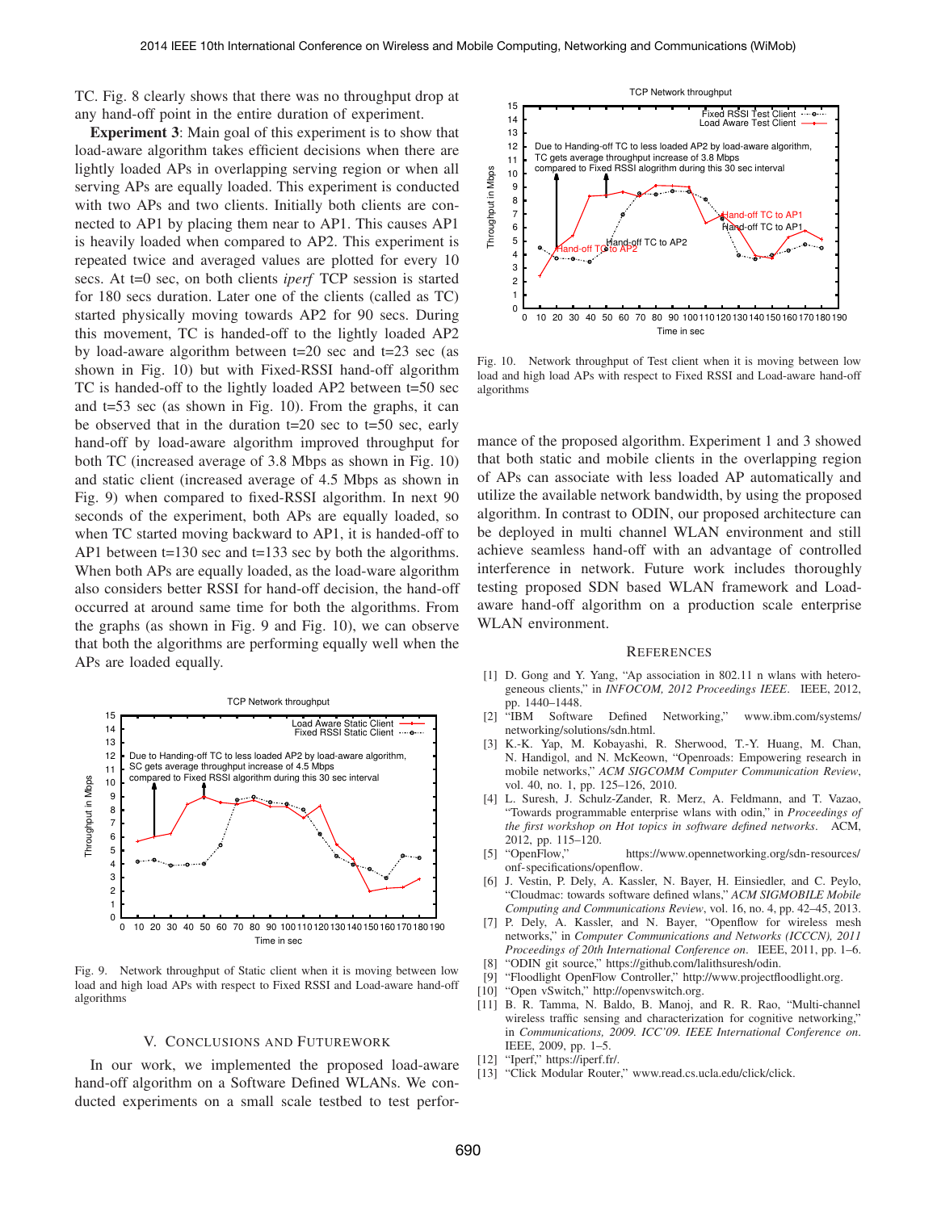TC. Fig. 8 clearly shows that there was no throughput drop at any hand-off point in the entire duration of experiment.

**Experiment 3**: Main goal of this experiment is to show that load-aware algorithm takes efficient decisions when there are lightly loaded APs in overlapping serving region or when all serving APs are equally loaded. This experiment is conducted with two APs and two clients. Initially both clients are connected to AP1 by placing them near to AP1. This causes AP1 is heavily loaded when compared to AP2. This experiment is repeated twice and averaged values are plotted for every 10 secs. At t=0 sec, on both clients *iperf* TCP session is started for 180 secs duration. Later one of the clients (called as TC) started physically moving towards AP2 for 90 secs. During this movement, TC is handed-off to the lightly loaded AP2 by load-aware algorithm between t=20 sec and t=23 sec (as shown in Fig. 10) but with Fixed-RSSI hand-off algorithm TC is handed-off to the lightly loaded AP2 between t=50 sec and t=53 sec (as shown in Fig. 10). From the graphs, it can be observed that in the duration t=20 sec to t=50 sec, early hand-off by load-aware algorithm improved throughput for both TC (increased average of 3.8 Mbps as shown in Fig. 10) and static client (increased average of 4.5 Mbps as shown in Fig. 9) when compared to fixed-RSSI algorithm. In next 90 seconds of the experiment, both APs are equally loaded, so when TC started moving backward to AP1, it is handed-off to AP1 between t=130 sec and t=133 sec by both the algorithms. When both APs are equally loaded, as the load-ware algorithm also considers better RSSI for hand-off decision, the hand-off occurred at around same time for both the algorithms. From the graphs (as shown in Fig. 9 and Fig. 10), we can observe that both the algorithms are performing equally well when the APs are loaded equally.

TCP Network throughput

Load Aware Static Client
Fixed RSSI Static Client

Due to Handing-off TC to less loaded AP2 by load-aware algorithm,
SC gets average throughput increase of 4.5 Mbps
compared to Fixed RSSI algorithm during this 30 sec interval

Throughput in Mbps

Time in sec

Fig. 9. Network throughput of Static client when it is moving between low load and high load APs with respect to Fixed RSSI and Load-aware hand-off algorithms

TCP Network throughput

Fixed RSSI Test Client
Load Aware Test Client

Due to Handing-off TC to less loaded AP2 by load-aware algorithm,
TC gets average throughput increase of 3.8 Mbps
compared to Fixed RSSI alogrithm during this 30 sec interval

Hand-off TC to AP2
Hand-off TC to AP2
Hand-off TC to AP1
Hand-off TC to AP1

Throughput in Mbps

Time in sec

Fig. 10. Network throughput of Test client when it is moving between low load and high load APs with respect to Fixed RSSI and Load-aware hand-off algorithms

## V. Conclusions and Futurework

In our work, we implemented the proposed load-aware hand-off algorithm on a Software Defined WLANs. We conducted experiments on a small scale testbed to test performance of the proposed algorithm. Experiment 1 and 3 showed that both static and mobile clients in the overlapping region of APs can associate with less loaded AP automatically and utilize the available network bandwidth, by using the proposed algorithm. In contrast to ODIN, our proposed architecture can be deployed in multi channel WLAN environment and still achieve seamless hand-off with an advantage of controlled interference in network. Future work includes thoroughly testing proposed SDN based WLAN framework and Load-aware hand-off algorithm on a production scale enterprise WLAN environment.

## References

[1] D. Gong and Y. Yang, "Ap association in 802.11 n wlans with heterogeneous clients," in *INFOCOM, 2012 Proceedings IEEE*. IEEE, 2012, pp. 1440–1448.

[2] "IBM Software Defined Networking," www.ibm.com/systems/networking/solutions/sdn.html.

[3] K.-K. Yap, M. Kobayashi, R. Sherwood, T.-Y. Huang, M. Chan, N. Handigol, and N. McKeown, "Openroads: Empowering research in mobile networks," *ACM SIGCOMM Computer Communication Review*, vol. 40, no. 1, pp. 125–126, 2010.

[4] L. Suresh, J. Schulz-Zander, R. Merz, A. Feldmann, and T. Vazao, "Towards programmable enterprise wlans with odin," in *Proceedings of the first workshop on Hot topics in software defined networks*. ACM, 2012, pp. 115–120.

[5] "OpenFlow," https://www.opennetworking.org/sdn-resources/onf-specifications/openflow.

[6] J. Vestin, P. Dely, A. Kassler, N. Bayer, H. Einsiedler, and C. Peylo, "Cloudmac: towards software defined wlans," *ACM SIGMOBILE Mobile Computing and Communications Review*, vol. 16, no. 4, pp. 42–45, 2013.

[7] P. Dely, A. Kassler, and N. Bayer, "Openflow for wireless mesh networks," in *Computer Communications and Networks (ICCCN), 2011 Proceedings of 20th International Conference on*. IEEE, 2011, pp. 1–6.

[8] "ODIN git source," https://github.com/lalithsuresh/odin.

[9] "Floodlight OpenFlow Controller," http://www.projectfloodlight.org.

[10] "Open vSwitch," http://openvswitch.org.

[11] B. R. Tamma, N. Baldo, B. Manoj, and R. R. Rao, "Multi-channel wireless traffic sensing and characterization for cognitive networking," in *Communications, 2009. ICC'09. IEEE International Conference on*. IEEE, 2009, pp. 1–5.

[12] "Iperf," https://iperf.fr/.

[13] "Click Modular Router," www.read.cs.ucla.edu/click/click.